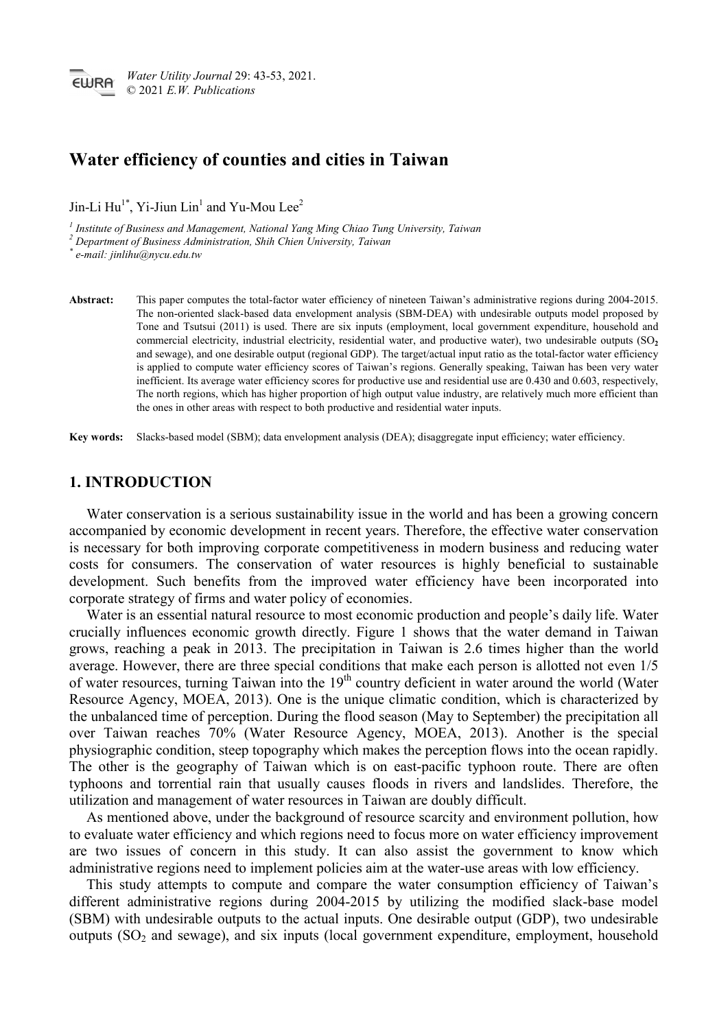# Water efficiency of counties and cities in Taiwan

Jin-Li Hu[1*], Yi-Jiun Lin[1] and Yu-Mou Lee[2]

[1] *Institute of Business and Management, National Yang Ming Chiao Tung University, Taiwan*
[2] *Department of Business Administration, Shih Chien University, Taiwan*
[*] *e-mail: jinlihu@nycu.edu.tw*

**Abstract:** This paper computes the total-factor water efficiency of nineteen Taiwan's administrative regions during 2004-2015. The non-oriented slack-based data envelopment analysis (SBM-DEA) with undesirable outputs model proposed by Tone and Tsutsui (2011) is used. There are six inputs (employment, local government expenditure, household and commercial electricity, industrial electricity, residential water, and productive water), two undesirable outputs ($SO_2$ and sewage), and one desirable output (regional GDP). The target/actual input ratio as the total-factor water efficiency is applied to compute water efficiency scores of Taiwan's regions. Generally speaking, Taiwan has been very water inefficient. Its average water efficiency scores for productive use and residential use are 0.430 and 0.603, respectively, The north regions, which has higher proportion of high output value industry, are relatively much more efficient than the ones in other areas with respect to both productive and residential water inputs.

**Key words:** Slacks-based model (SBM); data envelopment analysis (DEA); disaggregate input efficiency; water efficiency.

## 1. INTRODUCTION

Water conservation is a serious sustainability issue in the world and has been a growing concern accompanied by economic development in recent years. Therefore, the effective water conservation is necessary for both improving corporate competitiveness in modern business and reducing water costs for consumers. The conservation of water resources is highly beneficial to sustainable development. Such benefits from the improved water efficiency have been incorporated into corporate strategy of firms and water policy of economies.

Water is an essential natural resource to most economic production and people's daily life. Water crucially influences economic growth directly. Figure 1 shows that the water demand in Taiwan grows, reaching a peak in 2013. The precipitation in Taiwan is 2.6 times higher than the world average. However, there are three special conditions that make each person is allotted not even 1/5 of water resources, turning Taiwan into the 19th country deficient in water around the world (Water Resource Agency, MOEA, 2013). One is the unique climatic condition, which is characterized by the unbalanced time of perception. During the flood season (May to September) the precipitation all over Taiwan reaches 70% (Water Resource Agency, MOEA, 2013). Another is the special physiographic condition, steep topography which makes the perception flows into the ocean rapidly. The other is the geography of Taiwan which is on east-pacific typhoon route. There are often typhoons and torrential rain that usually causes floods in rivers and landslides. Therefore, the utilization and management of water resources in Taiwan are doubly difficult.

As mentioned above, under the background of resource scarcity and environment pollution, how to evaluate water efficiency and which regions need to focus more on water efficiency improvement are two issues of concern in this study. It can also assist the government to know which administrative regions need to implement policies aim at the water-use areas with low efficiency.

This study attempts to compute and compare the water consumption efficiency of Taiwan's different administrative regions during 2004-2015 by utilizing the modified slack-base model (SBM) with undesirable outputs to the actual inputs. One desirable output (GDP), two undesirable outputs ($SO_2$ and sewage), and six inputs (local government expenditure, employment, household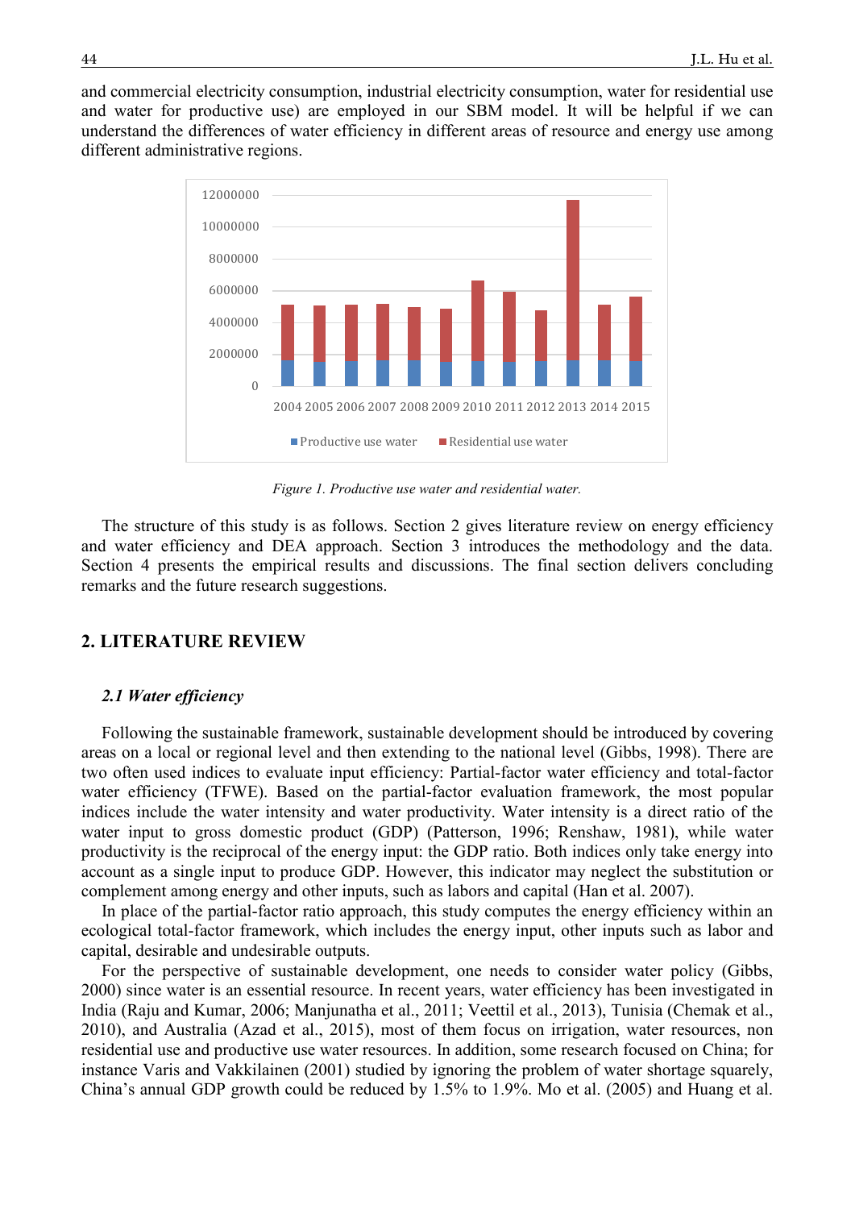and commercial electricity consumption, industrial electricity consumption, water for residential use and water for productive use) are employed in our SBM model. It will be helpful if we can understand the differences of water efficiency in different areas of resource and energy use among different administrative regions.

*Figure 1. Productive use water and residential water.*

The structure of this study is as follows. Section 2 gives literature review on energy efficiency and water efficiency and DEA approach. Section 3 introduces the methodology and the data. Section 4 presents the empirical results and discussions. The final section delivers concluding remarks and the future research suggestions.

## 2. LITERATURE REVIEW

### *2.1 Water efficiency*

Following the sustainable framework, sustainable development should be introduced by covering areas on a local or regional level and then extending to the national level (Gibbs, 1998). There are two often used indices to evaluate input efficiency: Partial-factor water efficiency and total-factor water efficiency (TFWE). Based on the partial-factor evaluation framework, the most popular indices include the water intensity and water productivity. Water intensity is a direct ratio of the water input to gross domestic product (GDP) (Patterson, 1996; Renshaw, 1981), while water productivity is the reciprocal of the energy input: the GDP ratio. Both indices only take energy into account as a single input to produce GDP. However, this indicator may neglect the substitution or complement among energy and other inputs, such as labors and capital (Han et al. 2007).

In place of the partial-factor ratio approach, this study computes the energy efficiency within an ecological total-factor framework, which includes the energy input, other inputs such as labor and capital, desirable and undesirable outputs.

For the perspective of sustainable development, one needs to consider water policy (Gibbs, 2000) since water is an essential resource. In recent years, water efficiency has been investigated in India (Raju and Kumar, 2006; Manjunatha et al., 2011; Veettil et al., 2013), Tunisia (Chemak et al., 2010), and Australia (Azad et al., 2015), most of them focus on irrigation, water resources, non residential use and productive use water resources. In addition, some research focused on China; for instance Varis and Vakkilainen (2001) studied by ignoring the problem of water shortage squarely, China's annual GDP growth could be reduced by 1.5% to 1.9%. Mo et al. (2005) and Huang et al.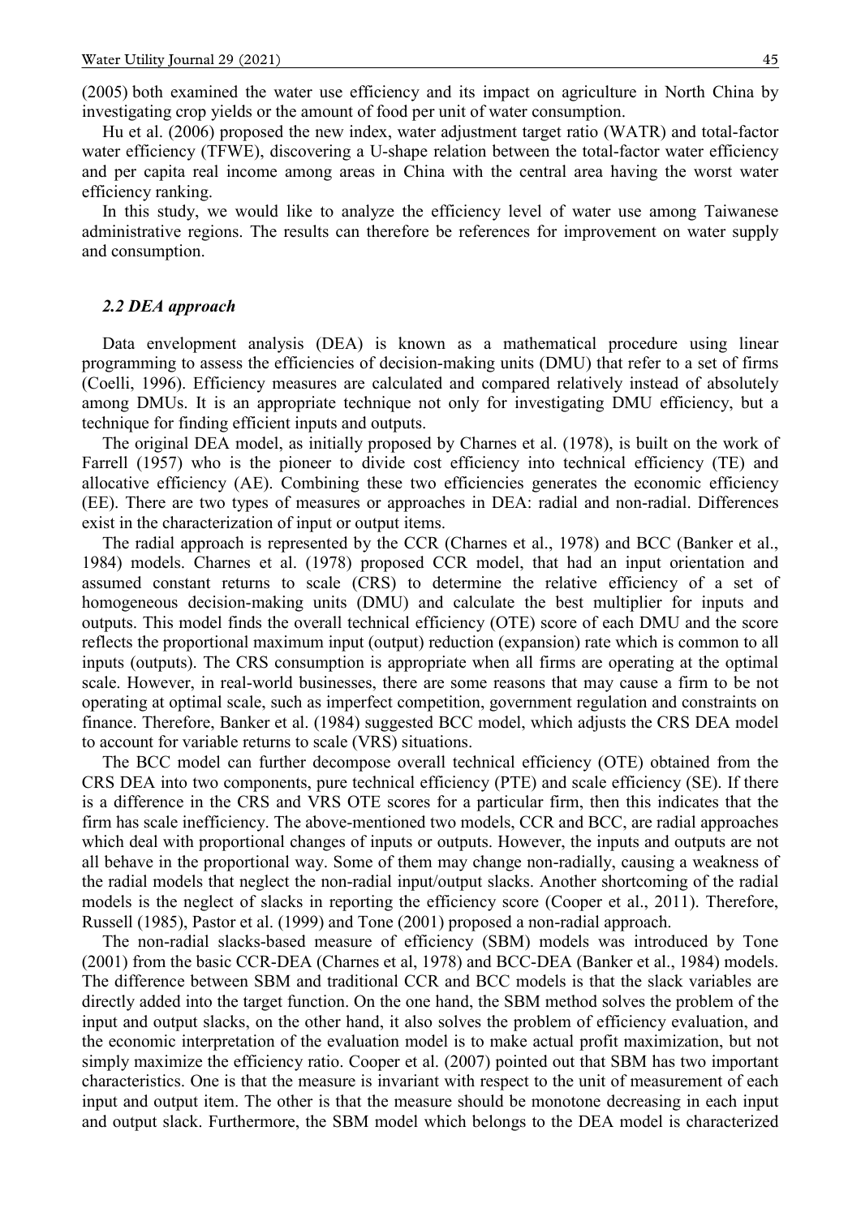(2005) both examined the water use efficiency and its impact on agriculture in North China by investigating crop yields or the amount of food per unit of water consumption.

Hu et al. (2006) proposed the new index, water adjustment target ratio (WATR) and total-factor water efficiency (TFWE), discovering a U-shape relation between the total-factor water efficiency and per capita real income among areas in China with the central area having the worst water efficiency ranking.

In this study, we would like to analyze the efficiency level of water use among Taiwanese administrative regions. The results can therefore be references for improvement on water supply and consumption.

### *2.2 DEA approach*

Data envelopment analysis (DEA) is known as a mathematical procedure using linear programming to assess the efficiencies of decision-making units (DMU) that refer to a set of firms (Coelli, 1996). Efficiency measures are calculated and compared relatively instead of absolutely among DMUs. It is an appropriate technique not only for investigating DMU efficiency, but a technique for finding efficient inputs and outputs.

The original DEA model, as initially proposed by Charnes et al. (1978), is built on the work of Farrell (1957) who is the pioneer to divide cost efficiency into technical efficiency (TE) and allocative efficiency (AE). Combining these two efficiencies generates the economic efficiency (EE). There are two types of measures or approaches in DEA: radial and non-radial. Differences exist in the characterization of input or output items.

The radial approach is represented by the CCR (Charnes et al., 1978) and BCC (Banker et al., 1984) models. Charnes et al. (1978) proposed CCR model, that had an input orientation and assumed constant returns to scale (CRS) to determine the relative efficiency of a set of homogeneous decision-making units (DMU) and calculate the best multiplier for inputs and outputs. This model finds the overall technical efficiency (OTE) score of each DMU and the score reflects the proportional maximum input (output) reduction (expansion) rate which is common to all inputs (outputs). The CRS consumption is appropriate when all firms are operating at the optimal scale. However, in real-world businesses, there are some reasons that may cause a firm to be not operating at optimal scale, such as imperfect competition, government regulation and constraints on finance. Therefore, Banker et al. (1984) suggested BCC model, which adjusts the CRS DEA model to account for variable returns to scale (VRS) situations.

The BCC model can further decompose overall technical efficiency (OTE) obtained from the CRS DEA into two components, pure technical efficiency (PTE) and scale efficiency (SE). If there is a difference in the CRS and VRS OTE scores for a particular firm, then this indicates that the firm has scale inefficiency. The above-mentioned two models, CCR and BCC, are radial approaches which deal with proportional changes of inputs or outputs. However, the inputs and outputs are not all behave in the proportional way. Some of them may change non-radially, causing a weakness of the radial models that neglect the non-radial input/output slacks. Another shortcoming of the radial models is the neglect of slacks in reporting the efficiency score (Cooper et al., 2011). Therefore, Russell (1985), Pastor et al. (1999) and Tone (2001) proposed a non-radial approach.

The non-radial slacks-based measure of efficiency (SBM) models was introduced by Tone (2001) from the basic CCR-DEA (Charnes et al, 1978) and BCC-DEA (Banker et al., 1984) models. The difference between SBM and traditional CCR and BCC models is that the slack variables are directly added into the target function. On the one hand, the SBM method solves the problem of the input and output slacks, on the other hand, it also solves the problem of efficiency evaluation, and the economic interpretation of the evaluation model is to make actual profit maximization, but not simply maximize the efficiency ratio. Cooper et al. (2007) pointed out that SBM has two important characteristics. One is that the measure is invariant with respect to the unit of measurement of each input and output item. The other is that the measure should be monotone decreasing in each input and output slack. Furthermore, the SBM model which belongs to the DEA model is characterized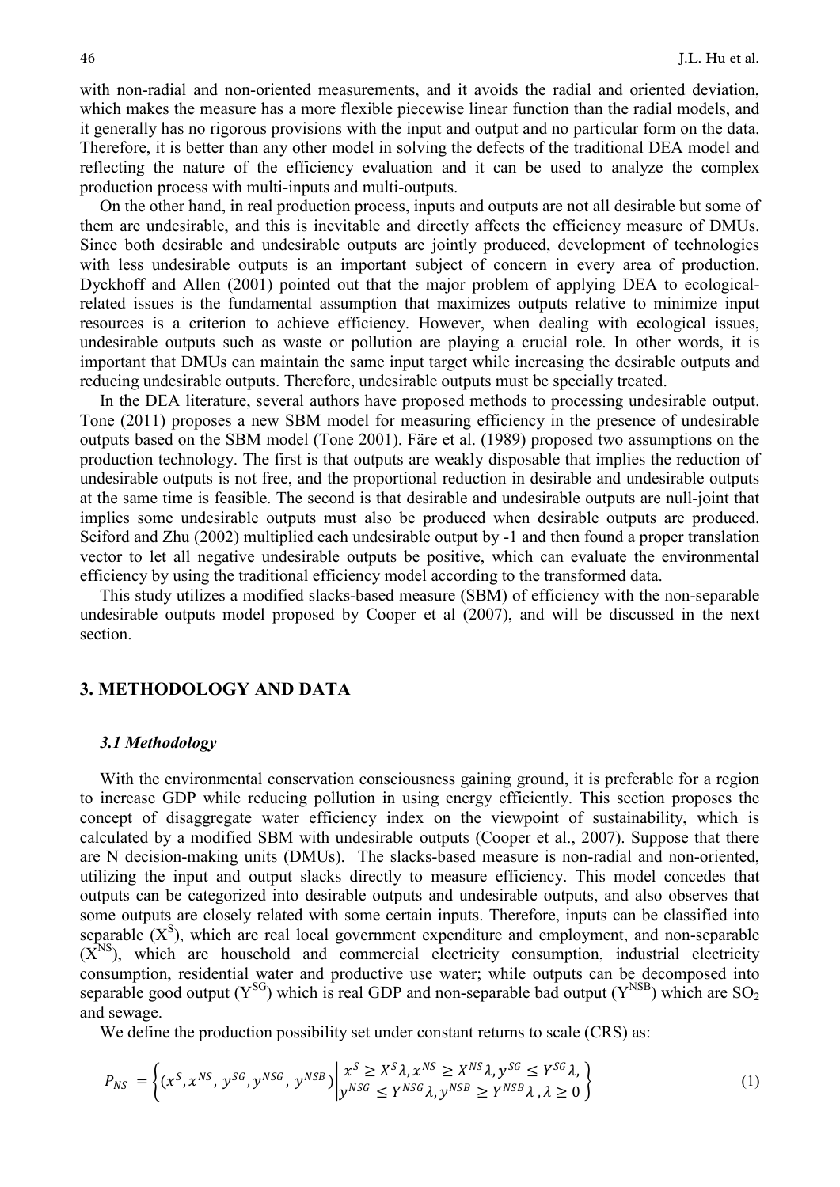with non-radial and non-oriented measurements, and it avoids the radial and oriented deviation, which makes the measure has a more flexible piecewise linear function than the radial models, and it generally has no rigorous provisions with the input and output and no particular form on the data. Therefore, it is better than any other model in solving the defects of the traditional DEA model and reflecting the nature of the efficiency evaluation and it can be used to analyze the complex production process with multi-inputs and multi-outputs.

On the other hand, in real production process, inputs and outputs are not all desirable but some of them are undesirable, and this is inevitable and directly affects the efficiency measure of DMUs. Since both desirable and undesirable outputs are jointly produced, development of technologies with less undesirable outputs is an important subject of concern in every area of production. Dyckhoff and Allen (2001) pointed out that the major problem of applying DEA to ecological-related issues is the fundamental assumption that maximizes outputs relative to minimize input resources is a criterion to achieve efficiency. However, when dealing with ecological issues, undesirable outputs such as waste or pollution are playing a crucial role. In other words, it is important that DMUs can maintain the same input target while increasing the desirable outputs and reducing undesirable outputs. Therefore, undesirable outputs must be specially treated.

In the DEA literature, several authors have proposed methods to processing undesirable output. Tone (2011) proposes a new SBM model for measuring efficiency in the presence of undesirable outputs based on the SBM model (Tone 2001). Färe et al. (1989) proposed two assumptions on the production technology. The first is that outputs are weakly disposable that implies the reduction of undesirable outputs is not free, and the proportional reduction in desirable and undesirable outputs at the same time is feasible. The second is that desirable and undesirable outputs are null-joint that implies some undesirable outputs must also be produced when desirable outputs are produced. Seiford and Zhu (2002) multiplied each undesirable output by -1 and then found a proper translation vector to let all negative undesirable outputs be positive, which can evaluate the environmental efficiency by using the traditional efficiency model according to the transformed data.

This study utilizes a modified slacks-based measure (SBM) of efficiency with the non-separable undesirable outputs model proposed by Cooper et al (2007), and will be discussed in the next section.

## 3. METHODOLOGY AND DATA

### *3.1 Methodology*

With the environmental conservation consciousness gaining ground, it is preferable for a region to increase GDP while reducing pollution in using energy efficiently. This section proposes the concept of disaggregate water efficiency index on the viewpoint of sustainability, which is calculated by a modified SBM with undesirable outputs (Cooper et al., 2007). Suppose that there are N decision-making units (DMUs). The slacks-based measure is non-radial and non-oriented, utilizing the input and output slacks directly to measure efficiency. This model concedes that outputs can be categorized into desirable outputs and undesirable outputs, and also observes that some outputs are closely related with some certain inputs. Therefore, inputs can be classified into separable ($X^S$), which are real local government expenditure and employment, and non-separable ($X^{NS}$), which are household and commercial electricity consumption, industrial electricity consumption, residential water and productive use water; while outputs can be decomposed into separable good output ($Y^{SG}$) which is real GDP and non-separable bad output ($Y^{NSB}$) which are $SO_2$ and sewage.

We define the production possibility set under constant returns to scale (CRS) as:

$$P_{NS} = \left\{ (x^S, x^{NS}, y^{SG}, y^{NSG}, y^{NSB}) \middle| \begin{array}{l} x^S \geq X^S\lambda, x^{NS} \geq X^{NS}\lambda, y^{SG} \leq Y^{SG}\lambda, \\ y^{NSG} \leq Y^{NSG}\lambda, y^{NSB} \geq Y^{NSB}\lambda, \lambda \geq 0 \end{array} \right\} \tag{1}$$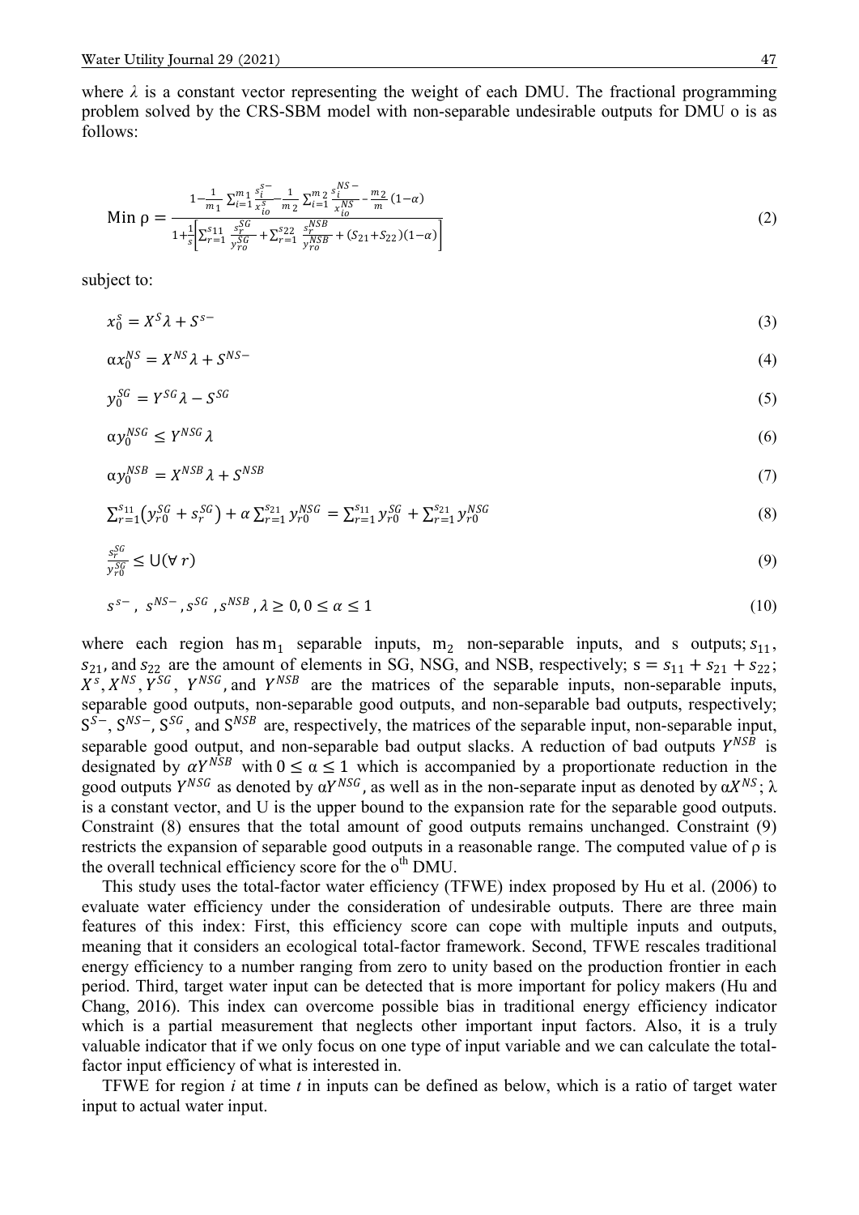where $\lambda$ is a constant vector representing the weight of each DMU. The fractional programming problem solved by the CRS-SBM model with non-separable undesirable outputs for DMU o is as follows:

$$\text{Min } \rho = \frac{1-\frac{1}{m_1}\sum_{i=1}^{m_1}\frac{s_i^{s-}}{x_{io}^{s}}-\frac{1}{m_2}\sum_{i=1}^{m_2}\frac{s_i^{NS-}}{x_{io}^{NS}}-\frac{m_2}{m}(1-\alpha)}{1+\frac{1}{s}\left[\sum_{r=1}^{s_{11}}\frac{s_r^{SG}}{y_{ro}^{SG}}+\sum_{r=1}^{s_{22}}\frac{s_r^{NSB}}{y_{ro}^{NSB}}+(S_{21}+S_{22})(1-\alpha)\right]} \tag{2}$$

subject to:

$$x_0^s = X^S\lambda + S^{s-} \tag{3}$$

$$\alpha x_0^{NS} = X^{NS}\lambda + S^{NS-} \tag{4}$$

$$y_0^{SG} = Y^{SG}\lambda - S^{SG} \tag{5}$$

$$\alpha y_0^{NSG} \leq Y^{NSG}\lambda \tag{6}$$

$$\alpha y_0^{NSB} = X^{NSB}\lambda + S^{NSB} \tag{7}$$

$$\sum_{r=1}^{s_{11}}\left(y_{r0}^{SG}+s_r^{SG}\right)+\alpha\sum_{r=1}^{s_{21}}y_{r0}^{NSG} = \sum_{r=1}^{s_{11}}y_{r0}^{SG}+\sum_{r=1}^{s_{21}}y_{r0}^{NSG} \tag{8}$$

$$\frac{s_r^{SG}}{y_{r0}^{SG}} \leq \mathrm{U}(\forall\, r) \tag{9}$$

$$s^{s-},\ s^{NS-}, s^{SG}, s^{NSB}, \lambda \geq 0, 0 \leq \alpha \leq 1 \tag{10}$$

where each region has $m_1$ separable inputs, $m_2$ non-separable inputs, and s outputs; $s_{11}$, $s_{21}$, and $s_{22}$ are the amount of elements in SG, NSG, and NSB, respectively; $s = s_{11} + s_{21} + s_{22}$; $X^s, X^{NS}, Y^{SG}, Y^{NSG}$, and $Y^{NSB}$ are the matrices of the separable inputs, non-separable inputs, separable good outputs, non-separable good outputs, and non-separable bad outputs, respectively; $S^{S-}$, $S^{NS-}$, $S^{SG}$, and $S^{NSB}$ are, respectively, the matrices of the separable input, non-separable input, separable good output, and non-separable bad output slacks. A reduction of bad outputs $Y^{NSB}$ is designated by $\alpha Y^{NSB}$ with $0 \leq \alpha \leq 1$ which is accompanied by a proportionate reduction in the good outputs $Y^{NSG}$ as denoted by $\alpha Y^{NSG}$, as well as in the non-separate input as denoted by $\alpha X^{NS}$; $\lambda$ is a constant vector, and U is the upper bound to the expansion rate for the separable good outputs. Constraint (8) ensures that the total amount of good outputs remains unchanged. Constraint (9) restricts the expansion of separable good outputs in a reasonable range. The computed value of $\rho$ is the overall technical efficiency score for the o[th] DMU.

This study uses the total-factor water efficiency (TFWE) index proposed by Hu et al. (2006) to evaluate water efficiency under the consideration of undesirable outputs. There are three main features of this index: First, this efficiency score can cope with multiple inputs and outputs, meaning that it considers an ecological total-factor framework. Second, TFWE rescales traditional energy efficiency to a number ranging from zero to unity based on the production frontier in each period. Third, target water input can be detected that is more important for policy makers (Hu and Chang, 2016). This index can overcome possible bias in traditional energy efficiency indicator which is a partial measurement that neglects other important input factors. Also, it is a truly valuable indicator that if we only focus on one type of input variable and we can calculate the total-factor input efficiency of what is interested in.

TFWE for region *i* at time *t* in inputs can be defined as below, which is a ratio of target water input to actual water input.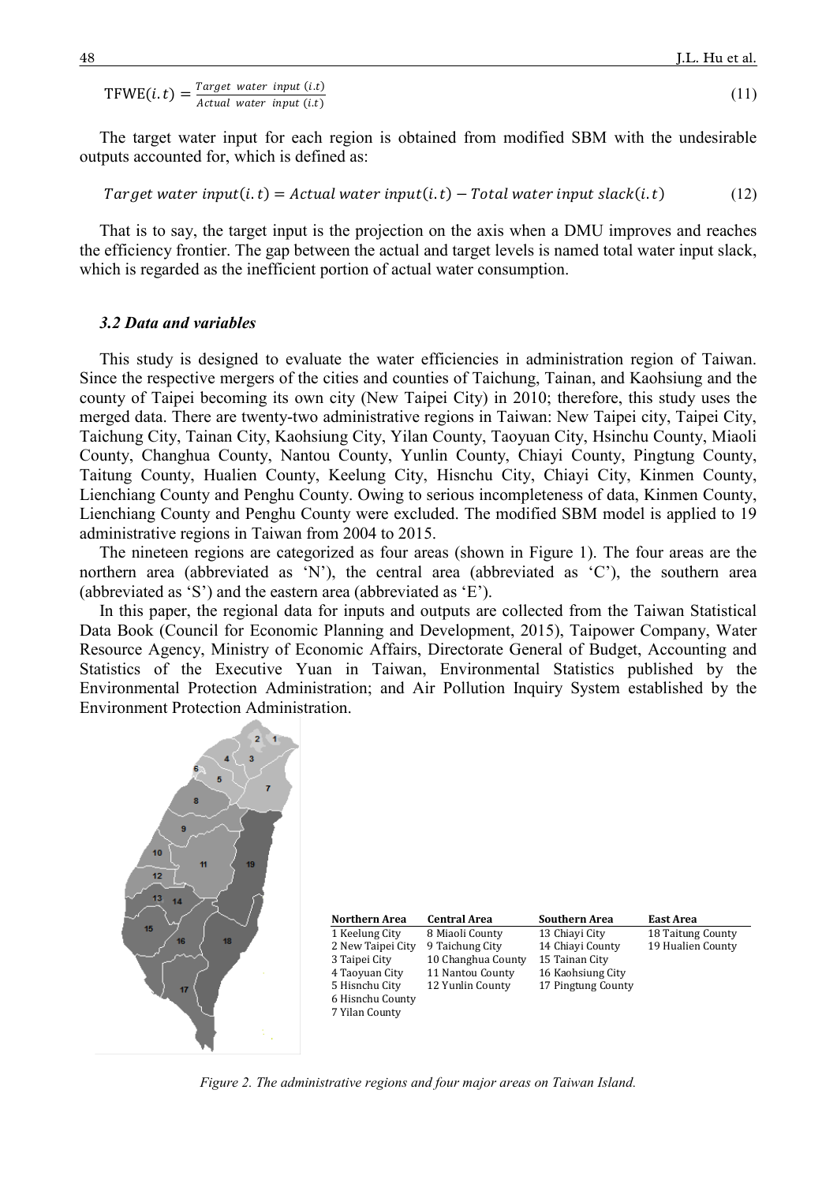$$\text{TFWE}(i.t) = \frac{Target\ water\ input\ (i.t)}{Actual\ water\ input\ (i.t)} \tag{11}$$

The target water input for each region is obtained from modified SBM with the undesirable outputs accounted for, which is defined as:

$$Target\ water\ input(i.t) = Actual\ water\ input(i.t) - Total\ water\ input\ slack(i.t) \tag{12}$$

That is to say, the target input is the projection on the axis when a DMU improves and reaches the efficiency frontier. The gap between the actual and target levels is named total water input slack, which is regarded as the inefficient portion of actual water consumption.

### *3.2 Data and variables*

This study is designed to evaluate the water efficiencies in administration region of Taiwan. Since the respective mergers of the cities and counties of Taichung, Tainan, and Kaohsiung and the county of Taipei becoming its own city (New Taipei City) in 2010; therefore, this study uses the merged data. There are twenty-two administrative regions in Taiwan: New Taipei city, Taipei City, Taichung City, Tainan City, Kaohsiung City, Yilan County, Taoyuan City, Hsinchu County, Miaoli County, Changhua County, Nantou County, Yunlin County, Chiayi County, Pingtung County, Taitung County, Hualien County, Keelung City, Hisnchu City, Chiayi City, Kinmen County, Lienchiang County and Penghu County. Owing to serious incompleteness of data, Kinmen County, Lienchiang County and Penghu County were excluded. The modified SBM model is applied to 19 administrative regions in Taiwan from 2004 to 2015.

The nineteen regions are categorized as four areas (shown in Figure 1). The four areas are the northern area (abbreviated as 'N'), the central area (abbreviated as 'C'), the southern area (abbreviated as 'S') and the eastern area (abbreviated as 'E').

In this paper, the regional data for inputs and outputs are collected from the Taiwan Statistical Data Book (Council for Economic Planning and Development, 2015), Taipower Company, Water Resource Agency, Ministry of Economic Affairs, Directorate General of Budget, Accounting and Statistics of the Executive Yuan in Taiwan, Environmental Statistics published by the Environmental Protection Administration; and Air Pollution Inquiry System established by the Environment Protection Administration.

| Northern Area | Central Area | Southern Area | East Area |
|---|---|---|---|
| 1 Keelung City | 8 Miaoli County | 13 Chiayi City | 18 Taitung County |
| 2 New Taipei City | 9 Taichung City | 14 Chiayi County | 19 Hualien County |
| 3 Taipei City | 10 Changhua County | 15 Tainan City | |
| 4 Taoyuan City | 11 Nantou County | 16 Kaohsiung City | |
| 5 Hisnchu City | 12 Yunlin County | 17 Pingtung County | |
| 6 Hisnchu County | | | |
| 7 Yilan County | | | |

*Figure 2. The administrative regions and four major areas on Taiwan Island.*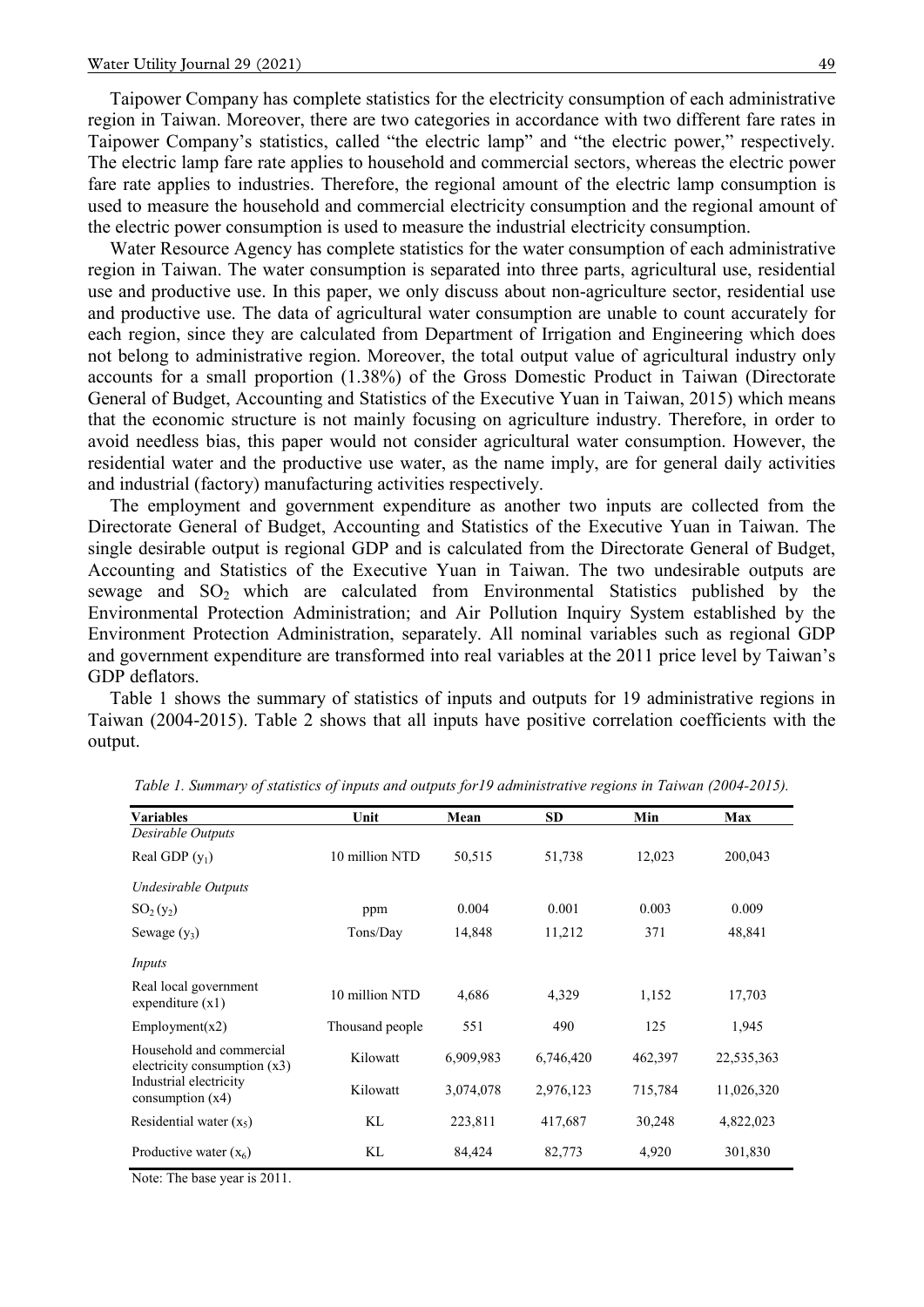Taipower Company has complete statistics for the electricity consumption of each administrative region in Taiwan. Moreover, there are two categories in accordance with two different fare rates in Taipower Company's statistics, called "the electric lamp" and "the electric power," respectively. The electric lamp fare rate applies to household and commercial sectors, whereas the electric power fare rate applies to industries. Therefore, the regional amount of the electric lamp consumption is used to measure the household and commercial electricity consumption and the regional amount of the electric power consumption is used to measure the industrial electricity consumption.

Water Resource Agency has complete statistics for the water consumption of each administrative region in Taiwan. The water consumption is separated into three parts, agricultural use, residential use and productive use. In this paper, we only discuss about non-agriculture sector, residential use and productive use. The data of agricultural water consumption are unable to count accurately for each region, since they are calculated from Department of Irrigation and Engineering which does not belong to administrative region. Moreover, the total output value of agricultural industry only accounts for a small proportion (1.38%) of the Gross Domestic Product in Taiwan (Directorate General of Budget, Accounting and Statistics of the Executive Yuan in Taiwan, 2015) which means that the economic structure is not mainly focusing on agriculture industry. Therefore, in order to avoid needless bias, this paper would not consider agricultural water consumption. However, the residential water and the productive use water, as the name imply, are for general daily activities and industrial (factory) manufacturing activities respectively.

The employment and government expenditure as another two inputs are collected from the Directorate General of Budget, Accounting and Statistics of the Executive Yuan in Taiwan. The single desirable output is regional GDP and is calculated from the Directorate General of Budget, Accounting and Statistics of the Executive Yuan in Taiwan. The two undesirable outputs are sewage and $SO_2$ which are calculated from Environmental Statistics published by the Environmental Protection Administration; and Air Pollution Inquiry System established by the Environment Protection Administration, separately. All nominal variables such as regional GDP and government expenditure are transformed into real variables at the 2011 price level by Taiwan's GDP deflators.

Table 1 shows the summary of statistics of inputs and outputs for 19 administrative regions in Taiwan (2004-2015). Table 2 shows that all inputs have positive correlation coefficients with the output.

*Table 1. Summary of statistics of inputs and outputs for19 administrative regions in Taiwan (2004-2015).*

| Variables | Unit | Mean | SD | Min | Max |
|---|---|---|---|---|---|
| *Desirable Outputs* | | | | | |
| Real GDP ($y_1$) | 10 million NTD | 50,515 | 51,738 | 12,023 | 200,043 |
| *Undesirable Outputs* | | | | | |
| $SO_2$ ($y_2$) | ppm | 0.004 | 0.001 | 0.003 | 0.009 |
| Sewage ($y_3$) | Tons/Day | 14,848 | 11,212 | 371 | 48,841 |
| *Inputs* | | | | | |
| Real local government expenditure (x1) | 10 million NTD | 4,686 | 4,329 | 1,152 | 17,703 |
| Employment(x2) | Thousand people | 551 | 490 | 125 | 1,945 |
| Household and commercial electricity consumption (x3) | Kilowatt | 6,909,983 | 6,746,420 | 462,397 | 22,535,363 |
| Industrial electricity consumption (x4) | Kilowatt | 3,074,078 | 2,976,123 | 715,784 | 11,026,320 |
| Residential water ($x_5$) | KL | 223,811 | 417,687 | 30,248 | 4,822,023 |
| Productive water ($x_6$) | KL | 84,424 | 82,773 | 4,920 | 301,830 |

Note: The base year is 2011.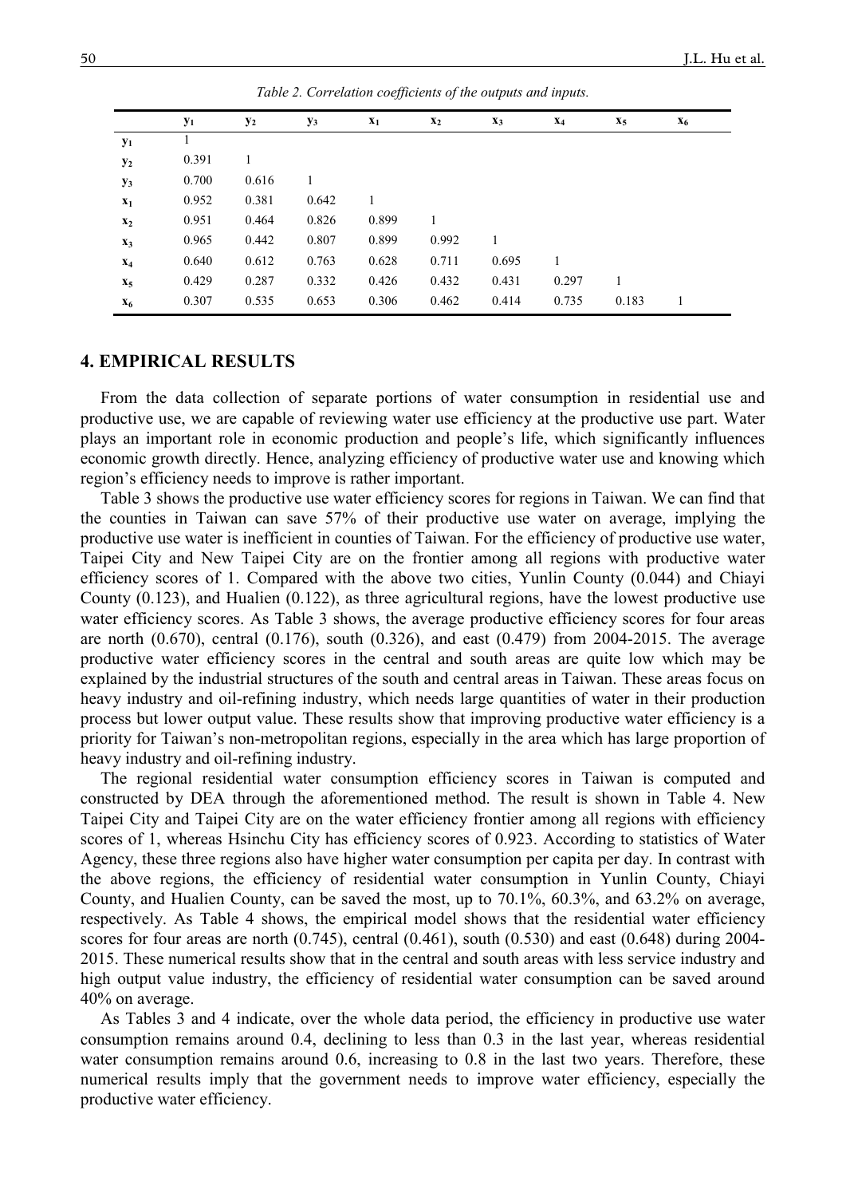*Table 2. Correlation coefficients of the outputs and inputs.*

| | $y_1$ | $y_2$ | $y_3$ | $x_1$ | $x_2$ | $x_3$ | $x_4$ | $x_5$ | $x_6$ |
|---|---|---|---|---|---|---|---|---|---|
| $y_1$ | 1 | | | | | | | | |
| $y_2$ | 0.391 | 1 | | | | | | | |
| $y_3$ | 0.700 | 0.616 | 1 | | | | | | |
| $x_1$ | 0.952 | 0.381 | 0.642 | 1 | | | | | |
| $x_2$ | 0.951 | 0.464 | 0.826 | 0.899 | 1 | | | | |
| $x_3$ | 0.965 | 0.442 | 0.807 | 0.899 | 0.992 | 1 | | | |
| $x_4$ | 0.640 | 0.612 | 0.763 | 0.628 | 0.711 | 0.695 | 1 | | |
| $x_5$ | 0.429 | 0.287 | 0.332 | 0.426 | 0.432 | 0.431 | 0.297 | 1 | |
| $x_6$ | 0.307 | 0.535 | 0.653 | 0.306 | 0.462 | 0.414 | 0.735 | 0.183 | 1 |

## 4. EMPIRICAL RESULTS

From the data collection of separate portions of water consumption in residential use and productive use, we are capable of reviewing water use efficiency at the productive use part. Water plays an important role in economic production and people's life, which significantly influences economic growth directly. Hence, analyzing efficiency of productive water use and knowing which region's efficiency needs to improve is rather important.

Table 3 shows the productive use water efficiency scores for regions in Taiwan. We can find that the counties in Taiwan can save 57% of their productive use water on average, implying the productive use water is inefficient in counties of Taiwan. For the efficiency of productive use water, Taipei City and New Taipei City are on the frontier among all regions with productive water efficiency scores of 1. Compared with the above two cities, Yunlin County (0.044) and Chiayi County (0.123), and Hualien (0.122), as three agricultural regions, have the lowest productive use water efficiency scores. As Table 3 shows, the average productive efficiency scores for four areas are north (0.670), central (0.176), south (0.326), and east (0.479) from 2004-2015. The average productive water efficiency scores in the central and south areas are quite low which may be explained by the industrial structures of the south and central areas in Taiwan. These areas focus on heavy industry and oil-refining industry, which needs large quantities of water in their production process but lower output value. These results show that improving productive water efficiency is a priority for Taiwan's non-metropolitan regions, especially in the area which has large proportion of heavy industry and oil-refining industry.

The regional residential water consumption efficiency scores in Taiwan is computed and constructed by DEA through the aforementioned method. The result is shown in Table 4. New Taipei City and Taipei City are on the water efficiency frontier among all regions with efficiency scores of 1, whereas Hsinchu City has efficiency scores of 0.923. According to statistics of Water Agency, these three regions also have higher water consumption per capita per day. In contrast with the above regions, the efficiency of residential water consumption in Yunlin County, Chiayi County, and Hualien County, can be saved the most, up to 70.1%, 60.3%, and 63.2% on average, respectively. As Table 4 shows, the empirical model shows that the residential water efficiency scores for four areas are north (0.745), central (0.461), south (0.530) and east (0.648) during 2004-2015. These numerical results show that in the central and south areas with less service industry and high output value industry, the efficiency of residential water consumption can be saved around 40% on average.

As Tables 3 and 4 indicate, over the whole data period, the efficiency in productive use water consumption remains around 0.4, declining to less than 0.3 in the last year, whereas residential water consumption remains around 0.6, increasing to 0.8 in the last two years. Therefore, these numerical results imply that the government needs to improve water efficiency, especially the productive water efficiency.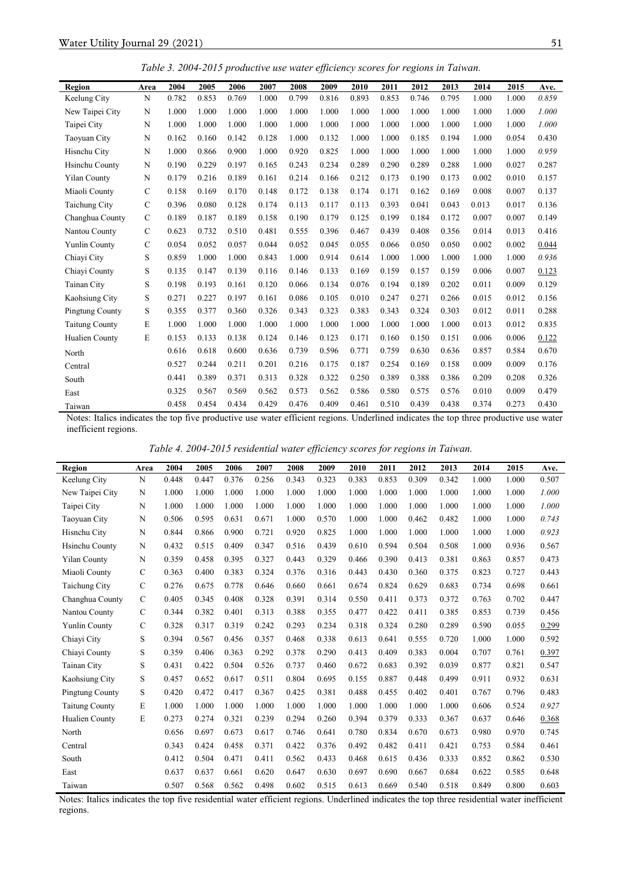*Table 3. 2004-2015 productive use water efficiency scores for regions in Taiwan.*

| Region | Area | 2004 | 2005 | 2006 | 2007 | 2008 | 2009 | 2010 | 2011 | 2012 | 2013 | 2014 | 2015 | Ave. |
|---|---|---|---|---|---|---|---|---|---|---|---|---|---|---|
| Keelung City | N | 0.782 | 0.853 | 0.769 | 1.000 | 0.799 | 0.816 | 0.893 | 0.853 | 0.746 | 0.795 | 1.000 | 1.000 | *0.859* |
| New Taipei City | N | 1.000 | 1.000 | 1.000 | 1.000 | 1.000 | 1.000 | 1.000 | 1.000 | 1.000 | 1.000 | 1.000 | 1.000 | *1.000* |
| Taipei City | N | 1.000 | 1.000 | 1.000 | 1.000 | 1.000 | 1.000 | 1.000 | 1.000 | 1.000 | 1.000 | 1.000 | 1.000 | *1.000* |
| Taoyuan City | N | 0.162 | 0.160 | 0.142 | 0.128 | 1.000 | 0.132 | 1.000 | 1.000 | 0.185 | 0.194 | 1.000 | 0.054 | 0.430 |
| Hisnchu City | N | 1.000 | 0.866 | 0.900 | 1.000 | 0.920 | 0.825 | 1.000 | 1.000 | 1.000 | 1.000 | 1.000 | 1.000 | *0.959* |
| Hsinchu County | N | 0.190 | 0.229 | 0.197 | 0.165 | 0.243 | 0.234 | 0.289 | 0.290 | 0.289 | 0.288 | 1.000 | 0.027 | 0.287 |
| Yilan County | N | 0.179 | 0.216 | 0.189 | 0.161 | 0.214 | 0.166 | 0.212 | 0.173 | 0.190 | 0.173 | 0.002 | 0.010 | 0.157 |
| Miaoli County | C | 0.158 | 0.169 | 0.170 | 0.148 | 0.172 | 0.138 | 0.174 | 0.171 | 0.162 | 0.169 | 0.008 | 0.007 | 0.137 |
| Taichung City | C | 0.396 | 0.080 | 0.128 | 0.174 | 0.113 | 0.117 | 0.113 | 0.393 | 0.041 | 0.043 | 0.013 | 0.017 | 0.136 |
| Changhua County | C | 0.189 | 0.187 | 0.189 | 0.158 | 0.190 | 0.179 | 0.125 | 0.199 | 0.184 | 0.172 | 0.007 | 0.007 | 0.149 |
| Nantou County | C | 0.623 | 0.732 | 0.510 | 0.481 | 0.555 | 0.396 | 0.467 | 0.439 | 0.408 | 0.356 | 0.014 | 0.013 | 0.416 |
| Yunlin County | C | 0.054 | 0.052 | 0.057 | 0.044 | 0.052 | 0.045 | 0.055 | 0.066 | 0.050 | 0.050 | 0.002 | 0.002 | <u>0.044</u> |
| Chiayi City | S | 0.859 | 1.000 | 1.000 | 0.843 | 1.000 | 0.914 | 0.614 | 1.000 | 1.000 | 1.000 | 1.000 | 1.000 | *0.936* |
| Chiayi County | S | 0.135 | 0.147 | 0.139 | 0.116 | 0.146 | 0.133 | 0.169 | 0.159 | 0.157 | 0.159 | 0.006 | 0.007 | <u>0.123</u> |
| Tainan City | S | 0.198 | 0.193 | 0.161 | 0.120 | 0.066 | 0.134 | 0.076 | 0.194 | 0.189 | 0.202 | 0.011 | 0.009 | 0.129 |
| Kaohsiung City | S | 0.271 | 0.227 | 0.197 | 0.161 | 0.086 | 0.105 | 0.010 | 0.247 | 0.271 | 0.266 | 0.015 | 0.012 | 0.156 |
| Pingtung County | S | 0.355 | 0.377 | 0.360 | 0.326 | 0.343 | 0.323 | 0.383 | 0.343 | 0.324 | 0.303 | 0.012 | 0.011 | 0.288 |
| Taitung County | E | 1.000 | 1.000 | 1.000 | 1.000 | 1.000 | 1.000 | 1.000 | 1.000 | 1.000 | 1.000 | 0.013 | 0.012 | 0.835 |
| Hualien County | E | 0.153 | 0.133 | 0.138 | 0.124 | 0.146 | 0.123 | 0.171 | 0.160 | 0.150 | 0.151 | 0.006 | 0.006 | <u>0.122</u> |
| North | | 0.616 | 0.618 | 0.600 | 0.636 | 0.739 | 0.596 | 0.771 | 0.759 | 0.630 | 0.636 | 0.857 | 0.584 | 0.670 |
| Central | | 0.527 | 0.244 | 0.211 | 0.201 | 0.216 | 0.175 | 0.187 | 0.254 | 0.169 | 0.158 | 0.009 | 0.009 | 0.176 |
| South | | 0.441 | 0.389 | 0.371 | 0.313 | 0.328 | 0.322 | 0.250 | 0.389 | 0.388 | 0.386 | 0.209 | 0.208 | 0.326 |
| East | | 0.325 | 0.567 | 0.569 | 0.562 | 0.573 | 0.562 | 0.586 | 0.580 | 0.575 | 0.576 | 0.010 | 0.009 | 0.479 |
| Taiwan | | 0.458 | 0.454 | 0.434 | 0.429 | 0.476 | 0.409 | 0.461 | 0.510 | 0.439 | 0.438 | 0.374 | 0.273 | 0.430 |

Notes: Italics indicates the top five productive use water efficient regions. Underlined indicates the top three productive use water inefficient regions.

*Table 4. 2004-2015 residential water efficiency scores for regions in Taiwan.*

| Region | Area | 2004 | 2005 | 2006 | 2007 | 2008 | 2009 | 2010 | 2011 | 2012 | 2013 | 2014 | 2015 | Ave. |
|---|---|---|---|---|---|---|---|---|---|---|---|---|---|---|
| Keelung City | N | 0.448 | 0.447 | 0.376 | 0.256 | 0.343 | 0.323 | 0.383 | 0.853 | 0.309 | 0.342 | 1.000 | 1.000 | 0.507 |
| New Taipei City | N | 1.000 | 1.000 | 1.000 | 1.000 | 1.000 | 1.000 | 1.000 | 1.000 | 1.000 | 1.000 | 1.000 | 1.000 | *1.000* |
| Taipei City | N | 1.000 | 1.000 | 1.000 | 1.000 | 1.000 | 1.000 | 1.000 | 1.000 | 1.000 | 1.000 | 1.000 | 1.000 | *1.000* |
| Taoyuan City | N | 0.506 | 0.595 | 0.631 | 0.671 | 1.000 | 0.570 | 1.000 | 1.000 | 0.462 | 0.482 | 1.000 | 1.000 | *0.743* |
| Hisnchu City | N | 0.844 | 0.866 | 0.900 | 0.721 | 0.920 | 0.825 | 1.000 | 1.000 | 1.000 | 1.000 | 1.000 | 1.000 | *0.923* |
| Hsinchu County | N | 0.432 | 0.515 | 0.409 | 0.347 | 0.516 | 0.439 | 0.610 | 0.594 | 0.504 | 0.508 | 1.000 | 0.936 | 0.567 |
| Yilan County | N | 0.359 | 0.458 | 0.395 | 0.327 | 0.443 | 0.329 | 0.466 | 0.390 | 0.413 | 0.381 | 0.863 | 0.857 | 0.473 |
| Miaoli County | C | 0.363 | 0.400 | 0.383 | 0.324 | 0.376 | 0.316 | 0.443 | 0.430 | 0.360 | 0.375 | 0.823 | 0.727 | 0.443 |
| Taichung City | C | 0.276 | 0.675 | 0.778 | 0.646 | 0.660 | 0.661 | 0.674 | 0.824 | 0.629 | 0.683 | 0.734 | 0.698 | 0.661 |
| Changhua County | C | 0.405 | 0.345 | 0.408 | 0.328 | 0.391 | 0.314 | 0.550 | 0.411 | 0.373 | 0.372 | 0.763 | 0.702 | 0.447 |
| Nantou County | C | 0.344 | 0.382 | 0.401 | 0.313 | 0.388 | 0.355 | 0.477 | 0.422 | 0.411 | 0.385 | 0.853 | 0.739 | 0.456 |
| Yunlin County | C | 0.328 | 0.317 | 0.319 | 0.242 | 0.293 | 0.234 | 0.318 | 0.324 | 0.280 | 0.289 | 0.590 | 0.055 | <u>0.299</u> |
| Chiayi City | S | 0.394 | 0.567 | 0.456 | 0.357 | 0.468 | 0.338 | 0.613 | 0.641 | 0.555 | 0.720 | 1.000 | 1.000 | 0.592 |
| Chiayi County | S | 0.359 | 0.406 | 0.363 | 0.292 | 0.378 | 0.290 | 0.413 | 0.409 | 0.383 | 0.004 | 0.707 | 0.761 | <u>0.397</u> |
| Tainan City | S | 0.431 | 0.422 | 0.504 | 0.526 | 0.737 | 0.460 | 0.672 | 0.683 | 0.392 | 0.039 | 0.877 | 0.821 | 0.547 |
| Kaohsiung City | S | 0.457 | 0.652 | 0.617 | 0.511 | 0.804 | 0.695 | 0.155 | 0.887 | 0.448 | 0.499 | 0.911 | 0.932 | 0.631 |
| Pingtung County | S | 0.420 | 0.472 | 0.417 | 0.367 | 0.425 | 0.381 | 0.488 | 0.455 | 0.402 | 0.401 | 0.767 | 0.796 | 0.483 |
| Taitung County | E | 1.000 | 1.000 | 1.000 | 1.000 | 1.000 | 1.000 | 1.000 | 1.000 | 1.000 | 1.000 | 0.606 | 0.524 | *0.927* |
| Hualien County | E | 0.273 | 0.274 | 0.321 | 0.239 | 0.294 | 0.260 | 0.394 | 0.379 | 0.333 | 0.367 | 0.637 | 0.646 | <u>0.368</u> |
| North | | 0.656 | 0.697 | 0.673 | 0.617 | 0.746 | 0.641 | 0.780 | 0.834 | 0.670 | 0.673 | 0.980 | 0.970 | 0.745 |
| Central | | 0.343 | 0.424 | 0.458 | 0.371 | 0.422 | 0.376 | 0.492 | 0.482 | 0.411 | 0.421 | 0.753 | 0.584 | 0.461 |
| South | | 0.412 | 0.504 | 0.471 | 0.411 | 0.562 | 0.433 | 0.468 | 0.615 | 0.436 | 0.333 | 0.852 | 0.862 | 0.530 |
| East | | 0.637 | 0.637 | 0.661 | 0.620 | 0.647 | 0.630 | 0.697 | 0.690 | 0.667 | 0.684 | 0.622 | 0.585 | 0.648 |
| Taiwan | | 0.507 | 0.568 | 0.562 | 0.498 | 0.602 | 0.515 | 0.613 | 0.669 | 0.540 | 0.518 | 0.849 | 0.800 | 0.603 |

Notes: Italics indicates the top five residential water efficient regions. Underlined indicates the top three residential water inefficient regions.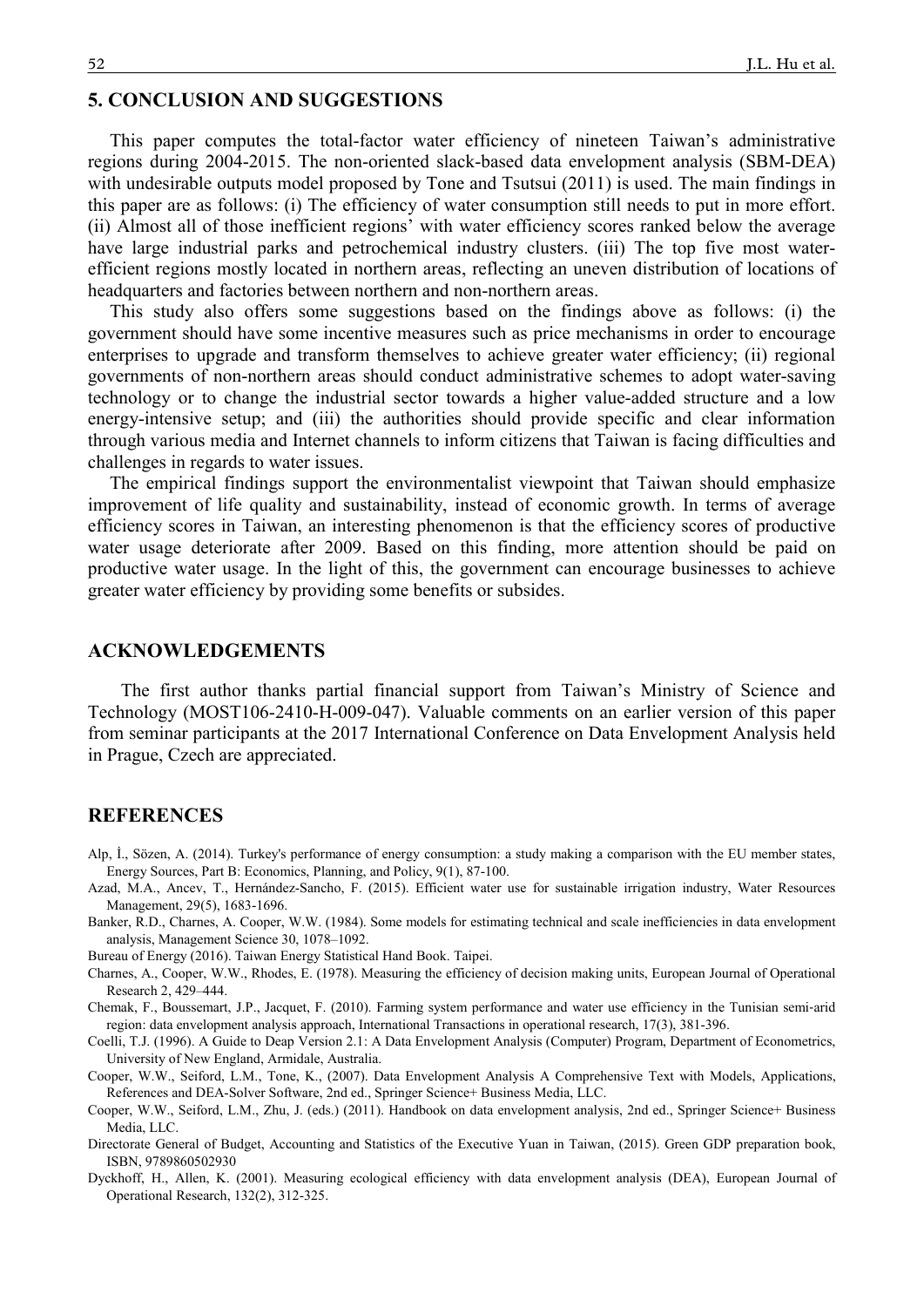## 5. CONCLUSION AND SUGGESTIONS

This paper computes the total-factor water efficiency of nineteen Taiwan's administrative regions during 2004-2015. The non-oriented slack-based data envelopment analysis (SBM-DEA) with undesirable outputs model proposed by Tone and Tsutsui (2011) is used. The main findings in this paper are as follows: (i) The efficiency of water consumption still needs to put in more effort. (ii) Almost all of those inefficient regions' with water efficiency scores ranked below the average have large industrial parks and petrochemical industry clusters. (iii) The top five most water-efficient regions mostly located in northern areas, reflecting an uneven distribution of locations of headquarters and factories between northern and non-northern areas.

This study also offers some suggestions based on the findings above as follows: (i) the government should have some incentive measures such as price mechanisms in order to encourage enterprises to upgrade and transform themselves to achieve greater water efficiency; (ii) regional governments of non-northern areas should conduct administrative schemes to adopt water-saving technology or to change the industrial sector towards a higher value-added structure and a low energy-intensive setup; and (iii) the authorities should provide specific and clear information through various media and Internet channels to inform citizens that Taiwan is facing difficulties and challenges in regards to water issues.

The empirical findings support the environmentalist viewpoint that Taiwan should emphasize improvement of life quality and sustainability, instead of economic growth. In terms of average efficiency scores in Taiwan, an interesting phenomenon is that the efficiency scores of productive water usage deteriorate after 2009. Based on this finding, more attention should be paid on productive water usage. In the light of this, the government can encourage businesses to achieve greater water efficiency by providing some benefits or subsides.

## ACKNOWLEDGEMENTS

The first author thanks partial financial support from Taiwan's Ministry of Science and Technology (MOST106-2410-H-009-047). Valuable comments on an earlier version of this paper from seminar participants at the 2017 International Conference on Data Envelopment Analysis held in Prague, Czech are appreciated.

## REFERENCES

Alp, İ., Sözen, A. (2014). Turkey's performance of energy consumption: a study making a comparison with the EU member states, Energy Sources, Part B: Economics, Planning, and Policy, 9(1), 87-100.

Azad, M.A., Ancev, T., Hernández-Sancho, F. (2015). Efficient water use for sustainable irrigation industry, Water Resources Management, 29(5), 1683-1696.

Banker, R.D., Charnes, A. Cooper, W.W. (1984). Some models for estimating technical and scale inefficiencies in data envelopment analysis, Management Science 30, 1078–1092.

Bureau of Energy (2016). Taiwan Energy Statistical Hand Book. Taipei.

Charnes, A., Cooper, W.W., Rhodes, E. (1978). Measuring the efficiency of decision making units, European Journal of Operational Research 2, 429–444.

Chemak, F., Boussemart, J.P., Jacquet, F. (2010). Farming system performance and water use efficiency in the Tunisian semi-arid region: data envelopment analysis approach, International Transactions in operational research, 17(3), 381-396.

Coelli, T.J. (1996). A Guide to Deap Version 2.1: A Data Envelopment Analysis (Computer) Program, Department of Econometrics, University of New England, Armidale, Australia.

Cooper, W.W., Seiford, L.M., Tone, K., (2007). Data Envelopment Analysis A Comprehensive Text with Models, Applications, References and DEA-Solver Software, 2nd ed., Springer Science+ Business Media, LLC.

Cooper, W.W., Seiford, L.M., Zhu, J. (eds.) (2011). Handbook on data envelopment analysis, 2nd ed., Springer Science+ Business Media, LLC.

Directorate General of Budget, Accounting and Statistics of the Executive Yuan in Taiwan, (2015). Green GDP preparation book, ISBN, 9789860502930

Dyckhoff, H., Allen, K. (2001). Measuring ecological efficiency with data envelopment analysis (DEA), European Journal of Operational Research, 132(2), 312-325.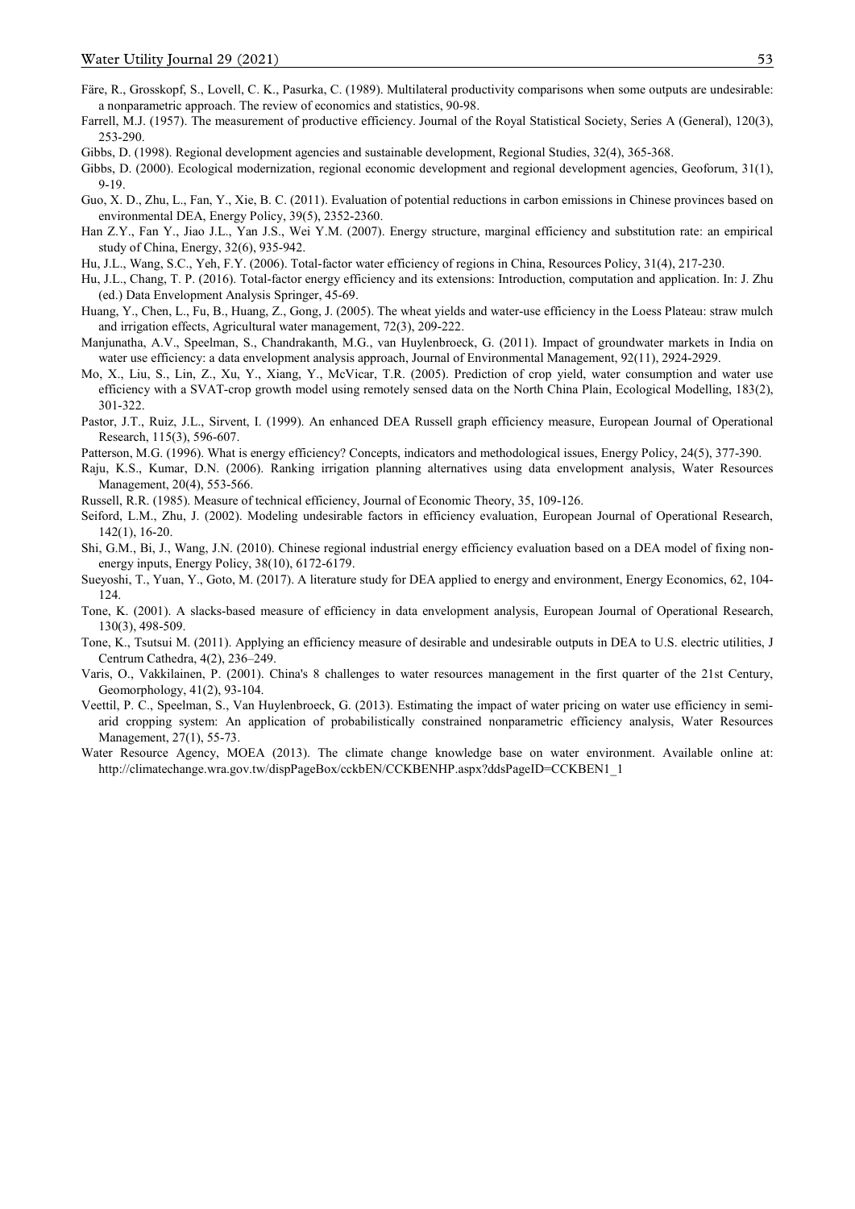Färe, R., Grosskopf, S., Lovell, C. K., Pasurka, C. (1989). Multilateral productivity comparisons when some outputs are undesirable: a nonparametric approach. The review of economics and statistics, 90-98.

Farrell, M.J. (1957). The measurement of productive efficiency. Journal of the Royal Statistical Society, Series A (General), 120(3), 253-290.

Gibbs, D. (1998). Regional development agencies and sustainable development, Regional Studies, 32(4), 365-368.

Gibbs, D. (2000). Ecological modernization, regional economic development and regional development agencies, Geoforum, 31(1), 9-19.

Guo, X. D., Zhu, L., Fan, Y., Xie, B. C. (2011). Evaluation of potential reductions in carbon emissions in Chinese provinces based on environmental DEA, Energy Policy, 39(5), 2352-2360.

Han Z.Y., Fan Y., Jiao J.L., Yan J.S., Wei Y.M. (2007). Energy structure, marginal efficiency and substitution rate: an empirical study of China, Energy, 32(6), 935-942.

Hu, J.L., Wang, S.C., Yeh, F.Y. (2006). Total-factor water efficiency of regions in China, Resources Policy, 31(4), 217-230.

Hu, J.L., Chang, T. P. (2016). Total-factor energy efficiency and its extensions: Introduction, computation and application. In: J. Zhu (ed.) Data Envelopment Analysis Springer, 45-69.

Huang, Y., Chen, L., Fu, B., Huang, Z., Gong, J. (2005). The wheat yields and water-use efficiency in the Loess Plateau: straw mulch and irrigation effects, Agricultural water management, 72(3), 209-222.

Manjunatha, A.V., Speelman, S., Chandrakanth, M.G., van Huylenbroeck, G. (2011). Impact of groundwater markets in India on water use efficiency: a data envelopment analysis approach, Journal of Environmental Management, 92(11), 2924-2929.

Mo, X., Liu, S., Lin, Z., Xu, Y., Xiang, Y., McVicar, T.R. (2005). Prediction of crop yield, water consumption and water use efficiency with a SVAT-crop growth model using remotely sensed data on the North China Plain, Ecological Modelling, 183(2), 301-322.

Pastor, J.T., Ruiz, J.L., Sirvent, I. (1999). An enhanced DEA Russell graph efficiency measure, European Journal of Operational Research, 115(3), 596-607.

Patterson, M.G. (1996). What is energy efficiency? Concepts, indicators and methodological issues, Energy Policy, 24(5), 377-390.

Raju, K.S., Kumar, D.N. (2006). Ranking irrigation planning alternatives using data envelopment analysis, Water Resources Management, 20(4), 553-566.

Russell, R.R. (1985). Measure of technical efficiency, Journal of Economic Theory, 35, 109-126.

Seiford, L.M., Zhu, J. (2002). Modeling undesirable factors in efficiency evaluation, European Journal of Operational Research, 142(1), 16-20.

Shi, G.M., Bi, J., Wang, J.N. (2010). Chinese regional industrial energy efficiency evaluation based on a DEA model of fixing non-energy inputs, Energy Policy, 38(10), 6172-6179.

Sueyoshi, T., Yuan, Y., Goto, M. (2017). A literature study for DEA applied to energy and environment, Energy Economics, 62, 104-124.

Tone, K. (2001). A slacks-based measure of efficiency in data envelopment analysis, European Journal of Operational Research, 130(3), 498-509.

Tone, K., Tsutsui M. (2011). Applying an efficiency measure of desirable and undesirable outputs in DEA to U.S. electric utilities, J Centrum Cathedra, 4(2), 236–249.

Varis, O., Vakkilainen, P. (2001). China's 8 challenges to water resources management in the first quarter of the 21st Century, Geomorphology, 41(2), 93-104.

Veettil, P. C., Speelman, S., Van Huylenbroeck, G. (2013). Estimating the impact of water pricing on water use efficiency in semi-arid cropping system: An application of probabilistically constrained nonparametric efficiency analysis, Water Resources Management, 27(1), 55-73.

Water Resource Agency, MOEA (2013). The climate change knowledge base on water environment. Available online at: http://climatechange.wra.gov.tw/dispPageBox/cckbEN/CCKBENHP.aspx?ddsPageID=CCKBEN1_1